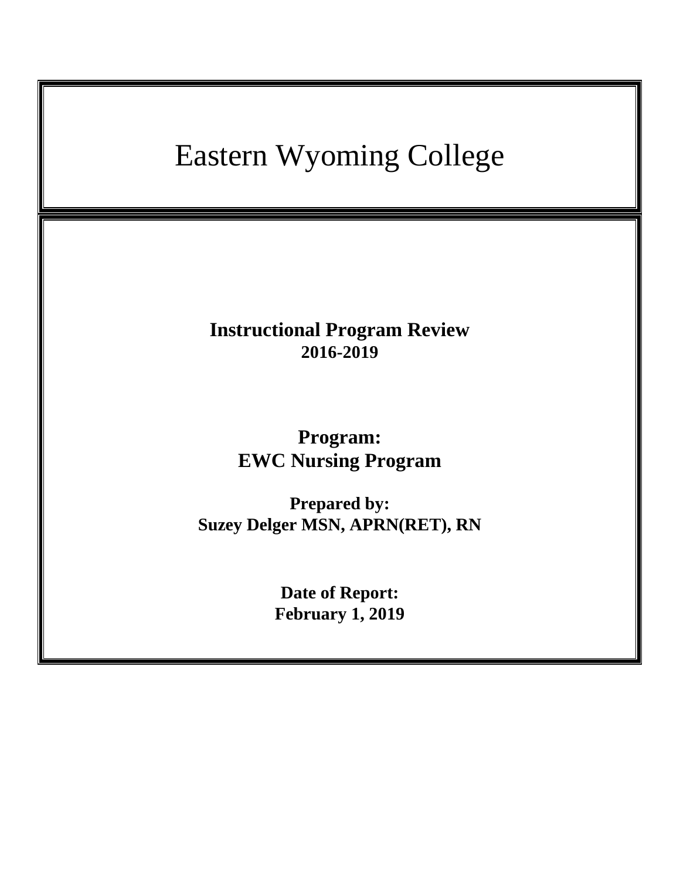# Eastern Wyoming College

**Instructional Program Review**
**2016-2019**

**Program:**
**EWC Nursing Program**

**Prepared by:**
**Suzey Delger MSN, APRN(RET), RN**

**Date of Report:**
**February 1, 2019**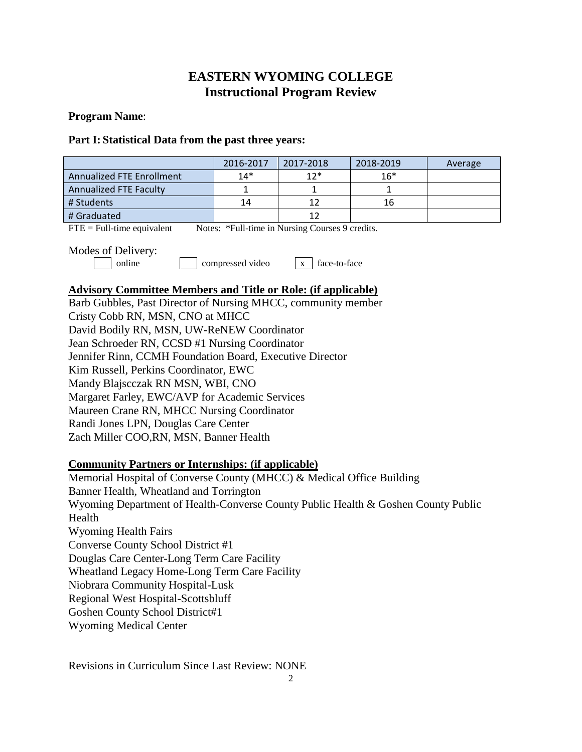# EASTERN WYOMING COLLEGE
# Instructional Program Review

**Program Name**:

**Part I: Statistical Data from the past three years:**

| | 2016-2017 | 2017-2018 | 2018-2019 | Average |
|---|---|---|---|---|
| Annualized FTE Enrollment | 14* | 12* | 16* | |
| Annualized FTE Faculty | 1 | 1 | 1 | |
| # Students | 14 | 12 | 16 | |
| # Graduated | | 12 | | |

FTE = Full-time equivalent Notes: *Full-time in Nursing Courses 9 credits.

Modes of Delivery:

[ ] online [ ] compressed video [x] face-to-face

**Advisory Committee Members and Title or Role: (if applicable)**

Barb Gubbles, Past Director of Nursing MHCC, community member
Cristy Cobb RN, MSN, CNO at MHCC
David Bodily RN, MSN, UW-ReNEW Coordinator
Jean Schroeder RN, CCSD #1 Nursing Coordinator
Jennifer Rinn, CCMH Foundation Board, Executive Director
Kim Russell, Perkins Coordinator, EWC
Mandy Blajscczak RN MSN, WBI, CNO
Margaret Farley, EWC/AVP for Academic Services
Maureen Crane RN, MHCC Nursing Coordinator
Randi Jones LPN, Douglas Care Center
Zach Miller COO,RN, MSN, Banner Health

**Community Partners or Internships: (if applicable)**

Memorial Hospital of Converse County (MHCC) & Medical Office Building
Banner Health, Wheatland and Torrington
Wyoming Department of Health-Converse County Public Health & Goshen County Public Health
Wyoming Health Fairs
Converse County School District #1
Douglas Care Center-Long Term Care Facility
Wheatland Legacy Home-Long Term Care Facility
Niobrara Community Hospital-Lusk
Regional West Hospital-Scottsbluff
Goshen County School District#1
Wyoming Medical Center

Revisions in Curriculum Since Last Review: NONE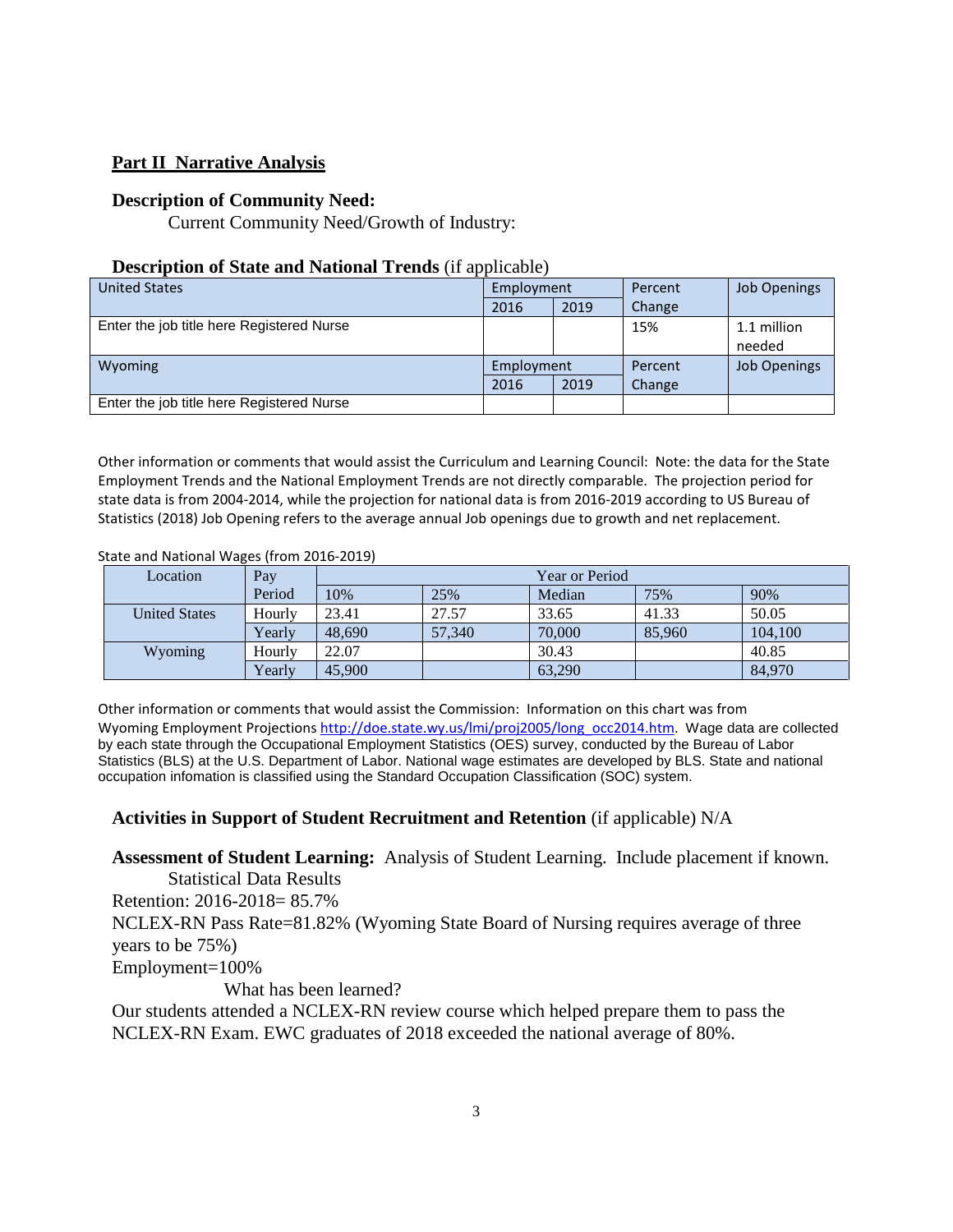## Part II Narrative Analysis

### Description of Community Need:

Current Community Need/Growth of Industry:

### Description of State and National Trends (if applicable)

| United States | Employment | | Percent Change | Job Openings |
|---|---|---|---|---|
| | 2016 | 2019 | | |
| Enter the job title here Registered Nurse | | | 15% | 1.1 million needed |
| **Wyoming** | **Employment** | | **Percent Change** | **Job Openings** |
| | 2016 | 2019 | | |
| Enter the job title here Registered Nurse | | | | |

Other information or comments that would assist the Curriculum and Learning Council: Note: the data for the State Employment Trends and the National Employment Trends are not directly comparable. The projection period for state data is from 2004-2014, while the projection for national data is from 2016-2019 according to US Bureau of Statistics (2018) Job Opening refers to the average annual Job openings due to growth and net replacement.

State and National Wages (from 2016-2019)

| Location | Pay Period | Year or Period | | | | |
|---|---|---|---|---|---|---|
| | | 10% | 25% | Median | 75% | 90% |
| United States | Hourly | 23.41 | 27.57 | 33.65 | 41.33 | 50.05 |
| | Yearly | 48,690 | 57,340 | 70,000 | 85,960 | 104,100 |
| Wyoming | Hourly | 22.07 | | 30.43 | | 40.85 |
| | Yearly | 45,900 | | 63,290 | | 84,970 |

Other information or comments that would assist the Commission: Information on this chart was from Wyoming Employment Projections http://doe.state.wy.us/lmi/proj2005/long_occ2014.htm. Wage data are collected by each state through the Occupational Employment Statistics (OES) survey, conducted by the Bureau of Labor Statistics (BLS) at the U.S. Department of Labor. National wage estimates are developed by BLS. State and national occupation infomation is classified using the Standard Occupation Classification (SOC) system.

**Activities in Support of Student Recruitment and Retention** (if applicable) N/A

**Assessment of Student Learning:** Analysis of Student Learning. Include placement if known.

Statistical Data Results

Retention: 2016-2018= 85.7%

NCLEX-RN Pass Rate=81.82% (Wyoming State Board of Nursing requires average of three years to be 75%)

Employment=100%

What has been learned?

Our students attended a NCLEX-RN review course which helped prepare them to pass the NCLEX-RN Exam. EWC graduates of 2018 exceeded the national average of 80%.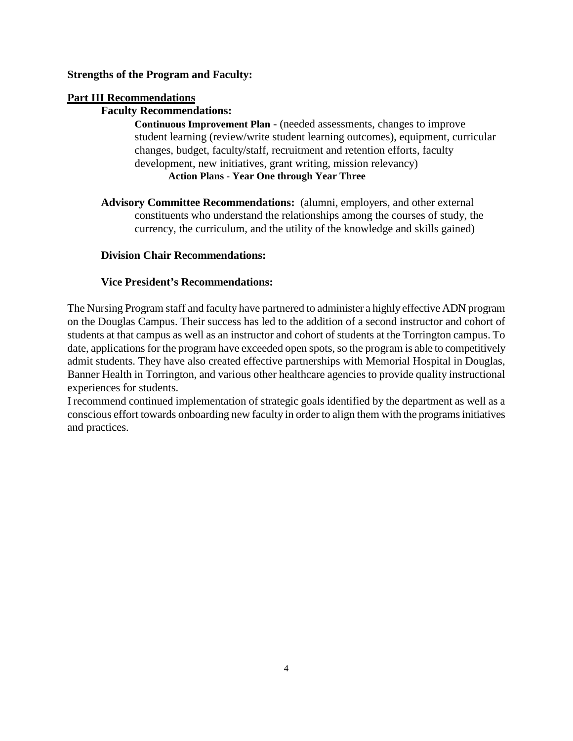**Strengths of the Program and Faculty:**

## Part III Recommendations

### Faculty Recommendations:

**Continuous Improvement Plan** - (needed assessments, changes to improve student learning (review/write student learning outcomes), equipment, curricular changes, budget, faculty/staff, recruitment and retention efforts, faculty development, new initiatives, grant writing, mission relevancy)

**Action Plans - Year One through Year Three**

### Advisory Committee Recommendations:

(alumni, employers, and other external constituents who understand the relationships among the courses of study, the currency, the curriculum, and the utility of the knowledge and skills gained)

### Division Chair Recommendations:

### Vice President's Recommendations:

The Nursing Program staff and faculty have partnered to administer a highly effective ADN program on the Douglas Campus. Their success has led to the addition of a second instructor and cohort of students at that campus as well as an instructor and cohort of students at the Torrington campus. To date, applications for the program have exceeded open spots, so the program is able to competitively admit students. They have also created effective partnerships with Memorial Hospital in Douglas, Banner Health in Torrington, and various other healthcare agencies to provide quality instructional experiences for students.

I recommend continued implementation of strategic goals identified by the department as well as a conscious effort towards onboarding new faculty in order to align them with the programs initiatives and practices.